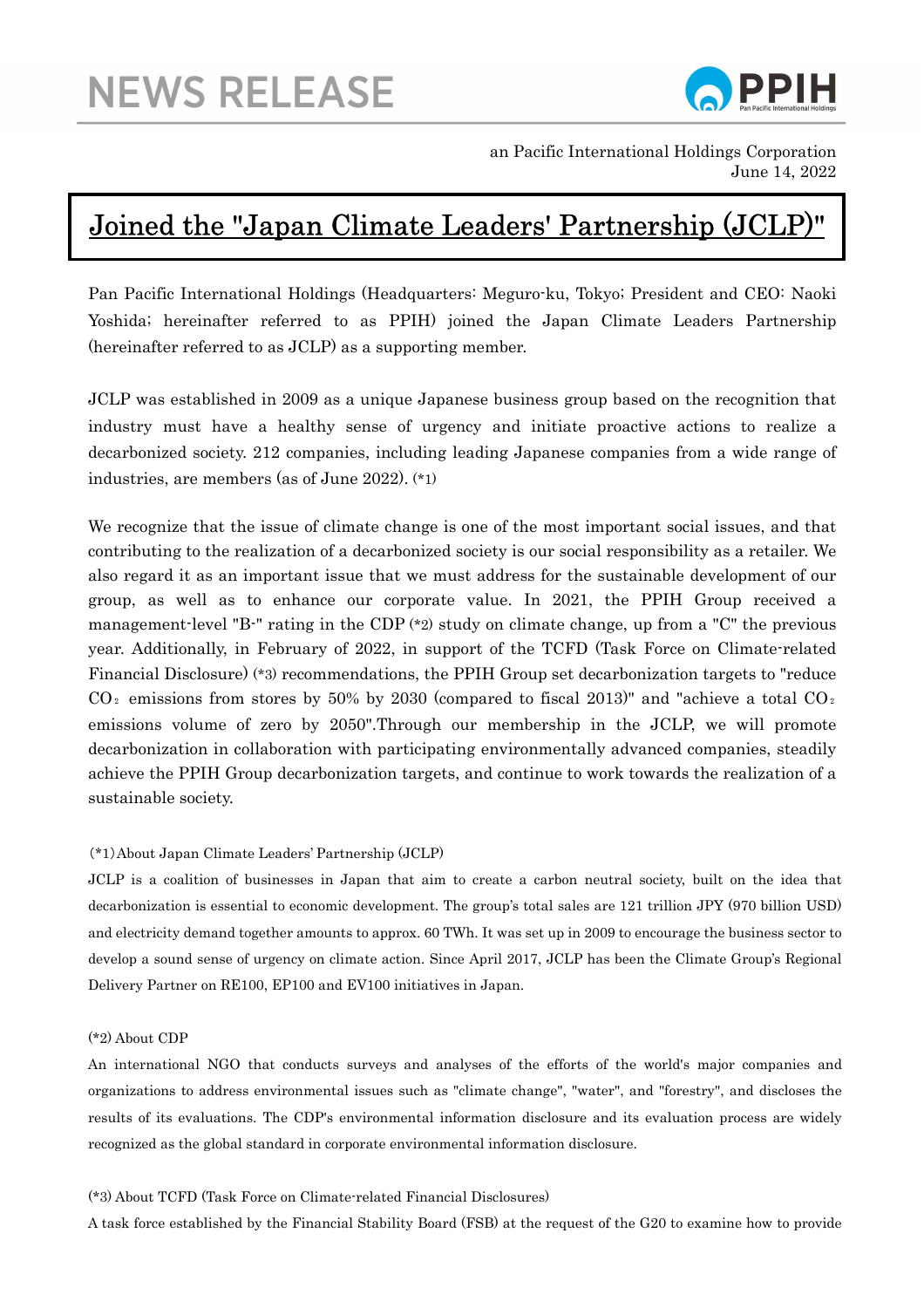# NEWS RELEASE

an Pacific International Holdings Corporation
June 14, 2022

## Joined the "Japan Climate Leaders' Partnership (JCLP)"

Pan Pacific International Holdings (Headquarters: Meguro-ku, Tokyo; President and CEO: Naoki Yoshida; hereinafter referred to as PPIH) joined the Japan Climate Leaders Partnership (hereinafter referred to as JCLP) as a supporting member.

JCLP was established in 2009 as a unique Japanese business group based on the recognition that industry must have a healthy sense of urgency and initiate proactive actions to realize a decarbonized society. 212 companies, including leading Japanese companies from a wide range of industries, are members (as of June 2022). (*1)

We recognize that the issue of climate change is one of the most important social issues, and that contributing to the realization of a decarbonized society is our social responsibility as a retailer. We also regard it as an important issue that we must address for the sustainable development of our group, as well as to enhance our corporate value. In 2021, the PPIH Group received a management-level "B-" rating in the CDP (*2) study on climate change, up from a "C" the previous year. Additionally, in February of 2022, in support of the TCFD (Task Force on Climate-related Financial Disclosure) (*3) recommendations, the PPIH Group set decarbonization targets to "reduce $CO_2$ emissions from stores by 50% by 2030 (compared to fiscal 2013)" and "achieve a total $CO_2$ emissions volume of zero by 2050".Through our membership in the JCLP, we will promote decarbonization in collaboration with participating environmentally advanced companies, steadily achieve the PPIH Group decarbonization targets, and continue to work towards the realization of a sustainable society.

(*1) About Japan Climate Leaders' Partnership (JCLP)

JCLP is a coalition of businesses in Japan that aim to create a carbon neutral society, built on the idea that decarbonization is essential to economic development. The group's total sales are 121 trillion JPY (970 billion USD) and electricity demand together amounts to approx. 60 TWh. It was set up in 2009 to encourage the business sector to develop a sound sense of urgency on climate action. Since April 2017, JCLP has been the Climate Group's Regional Delivery Partner on RE100, EP100 and EV100 initiatives in Japan.

(*2) About CDP

An international NGO that conducts surveys and analyses of the efforts of the world's major companies and organizations to address environmental issues such as "climate change", "water", and "forestry", and discloses the results of its evaluations. The CDP's environmental information disclosure and its evaluation process are widely recognized as the global standard in corporate environmental information disclosure.

(*3) About TCFD (Task Force on Climate-related Financial Disclosures)

A task force established by the Financial Stability Board (FSB) at the request of the G20 to examine how to provide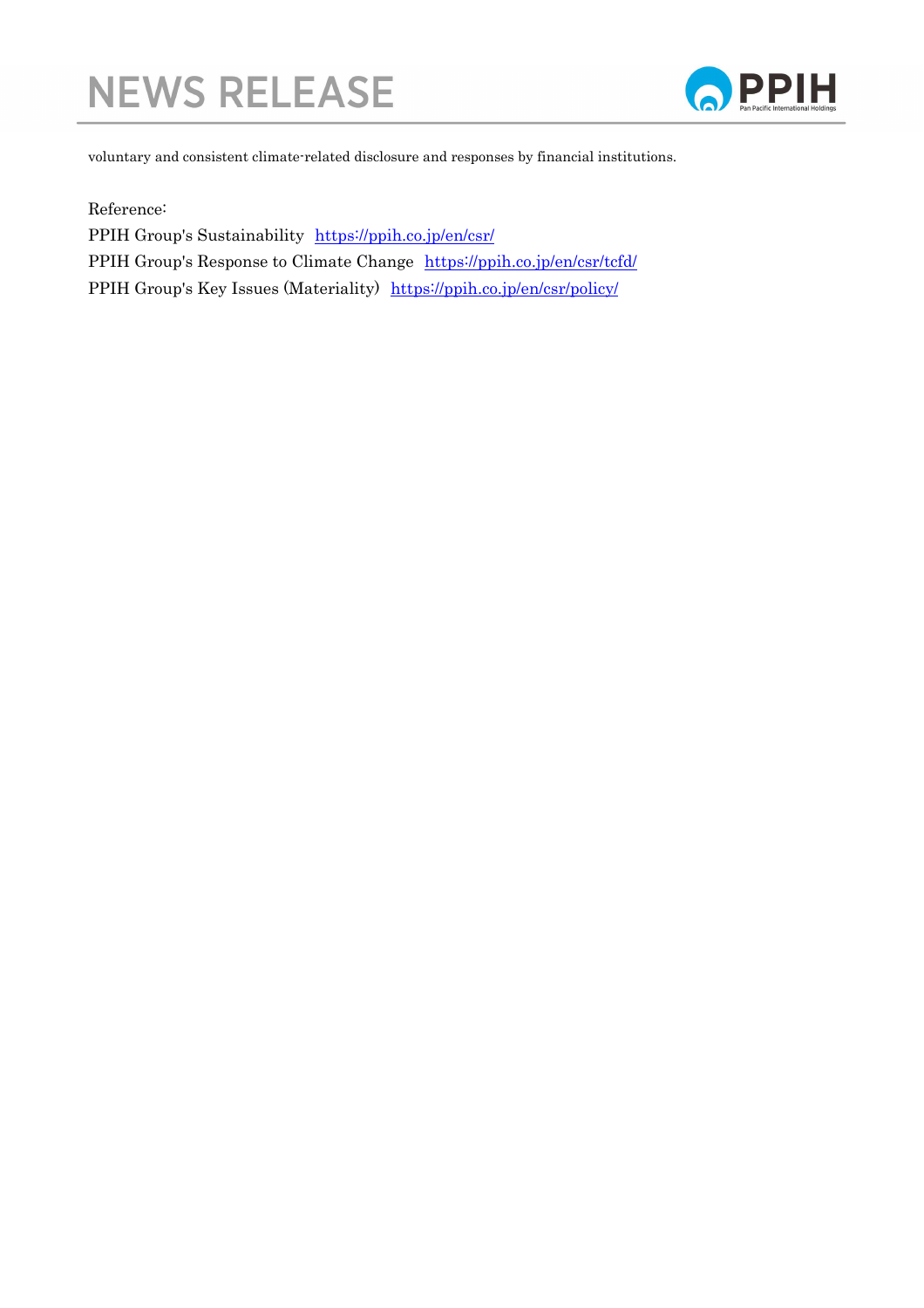voluntary and consistent climate-related disclosure and responses by financial institutions.

Reference:

PPIH Group's Sustainability https://ppih.co.jp/en/csr/

PPIH Group's Response to Climate Change https://ppih.co.jp/en/csr/tcfd/

PPIH Group's Key Issues (Materiality) https://ppih.co.jp/en/csr/policy/